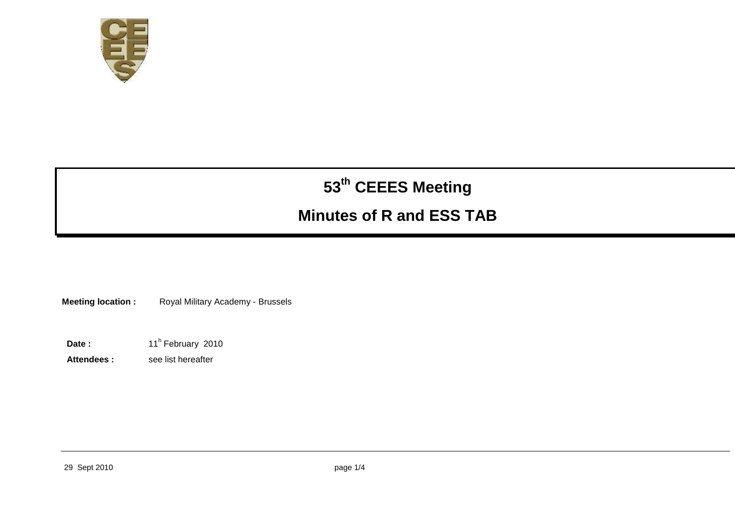# 53th CEEES Meeting

## Minutes of R and ESS TAB

**Meeting location :** Royal Military Academy - Brussels

**Date :** 11h February 2010

**Attendees :** see list hereafter

29 Sept 2010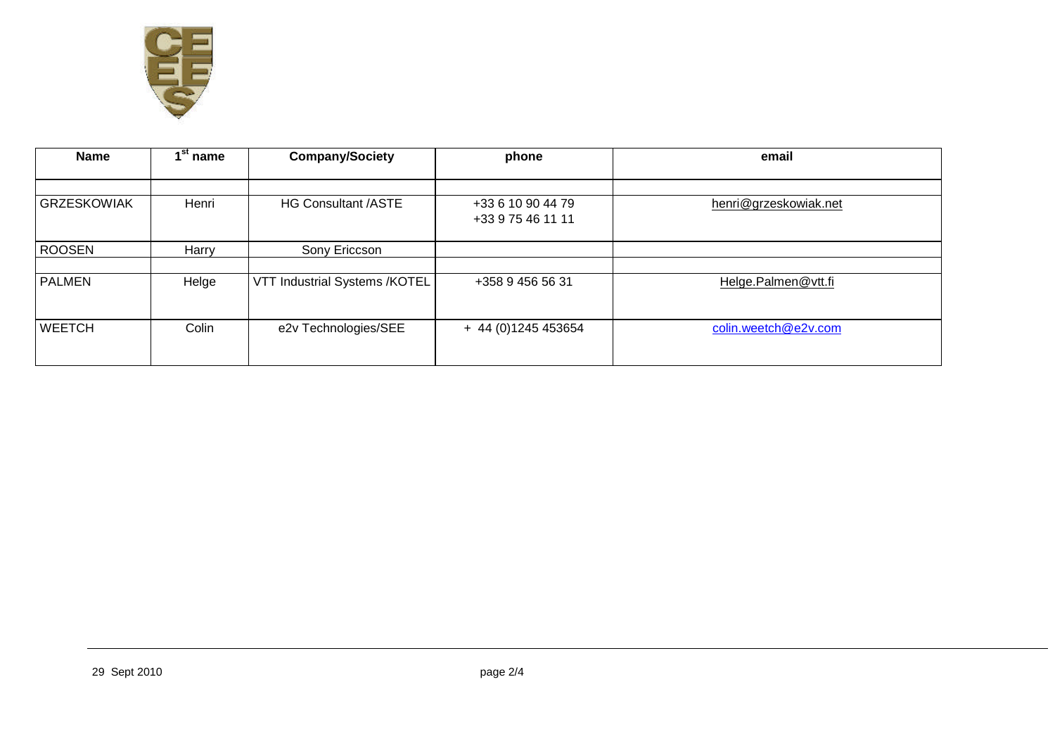| Name | 1st name | Company/Society | phone | email |
|---|---|---|---|---|
| | | | | |
| GRZESKOWIAK | Henri | HG Consultant /ASTE | +33 6 10 90 44 79<br>+33 9 75 46 11 11 | henri@grzeskowiak.net |
| ROOSEN | Harry | Sony Ericcson | | |
| | | | | |
| PALMEN | Helge | VTT Industrial Systems /KOTEL | +358 9 456 56 31 | Helge.Palmen@vtt.fi |
| WEETCH | Colin | e2v Technologies/SEE | + 44 (0)1245 453654 | colin.weetch@e2v.com |

29 Sept 2010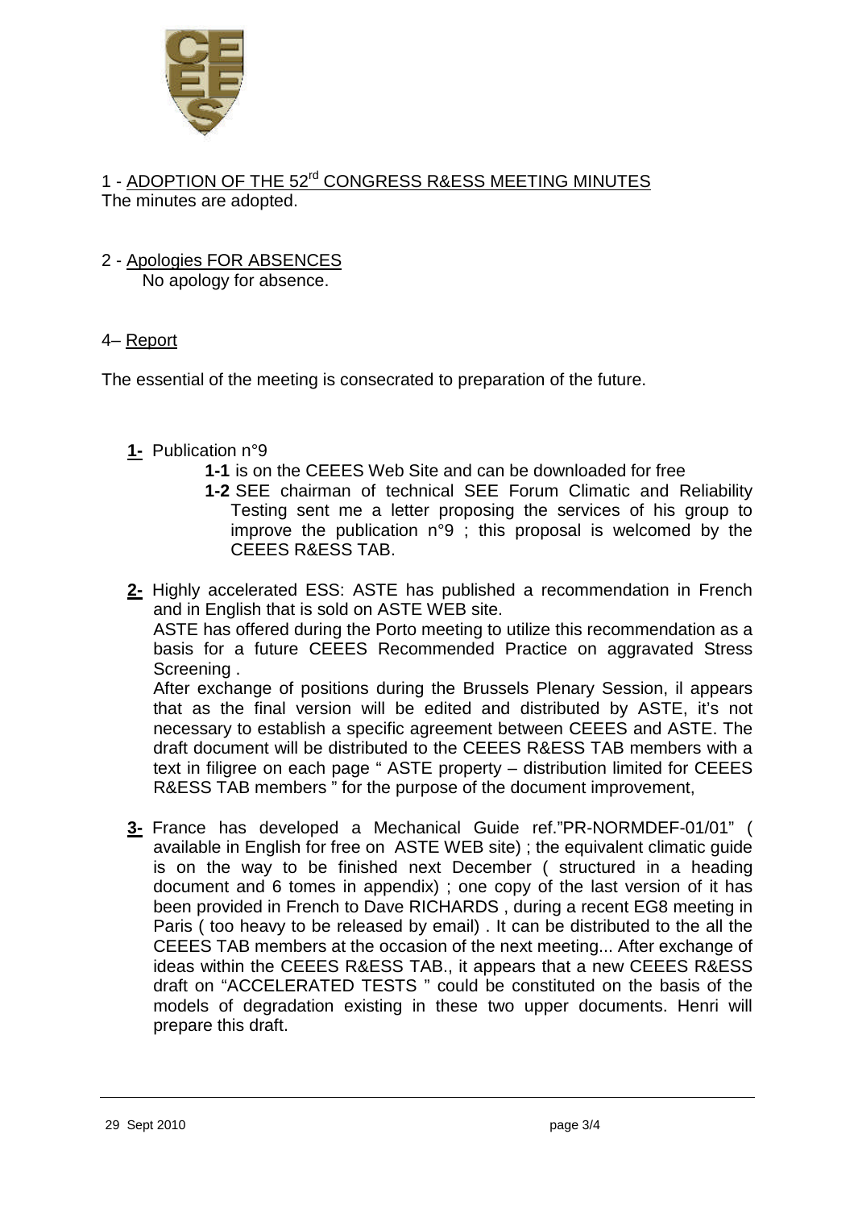## 1 - ADOPTION OF THE 52rd CONGRESS R&ESS MEETING MINUTES

The minutes are adopted.

## 2 - Apologies FOR ABSENCES

No apology for absence.

## 4– Report

The essential of the meeting is consecrated to preparation of the future.

**1-** Publication n°9

- **1-1** is on the CEEES Web Site and can be downloaded for free
- **1-2** SEE chairman of technical SEE Forum Climatic and Reliability Testing sent me a letter proposing the services of his group to improve the publication n°9 ; this proposal is welcomed by the CEEES R&ESS TAB.

**2-** Highly accelerated ESS: ASTE has published a recommendation in French and in English that is sold on ASTE WEB site.
ASTE has offered during the Porto meeting to utilize this recommendation as a basis for a future CEEES Recommended Practice on aggravated Stress Screening .
After exchange of positions during the Brussels Plenary Session, il appears that as the final version will be edited and distributed by ASTE, it's not necessary to establish a specific agreement between CEEES and ASTE. The draft document will be distributed to the CEEES R&ESS TAB members with a text in filigree on each page " ASTE property – distribution limited for CEEES R&ESS TAB members " for the purpose of the document improvement,

**3-** France has developed a Mechanical Guide ref."PR-NORMDEF-01/01" ( available in English for free on ASTE WEB site) ; the equivalent climatic guide is on the way to be finished next December ( structured in a heading document and 6 tomes in appendix) ; one copy of the last version of it has been provided in French to Dave RICHARDS , during a recent EG8 meeting in Paris ( too heavy to be released by email) . It can be distributed to the all the CEEES TAB members at the occasion of the next meeting... After exchange of ideas within the CEEES R&ESS TAB., it appears that a new CEEES R&ESS draft on "ACCELERATED TESTS " could be constituted on the basis of the models of degradation existing in these two upper documents. Henri will prepare this draft.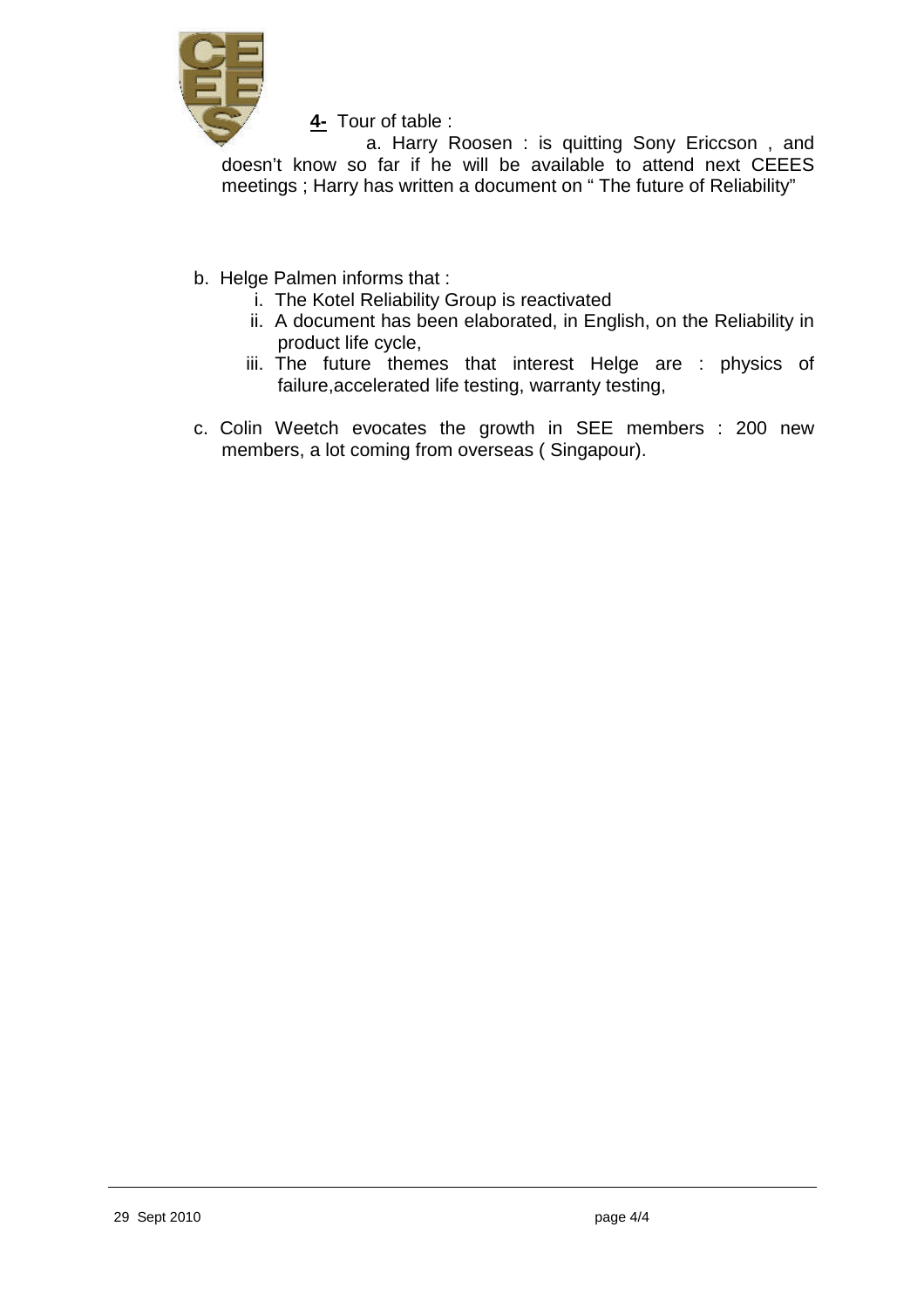**4-** Tour of table :

a. Harry Roosen : is quitting Sony Ericcson , and doesn't know so far if he will be available to attend next CEEES meetings ; Harry has written a document on " The future of Reliability"

b. Helge Palmen informs that :
   i. The Kotel Reliability Group is reactivated
   ii. A document has been elaborated, in English, on the Reliability in product life cycle,
   iii. The future themes that interest Helge are : physics of failure,accelerated life testing, warranty testing,

c. Colin Weetch evocates the growth in SEE members : 200 new members, a lot coming from overseas ( Singapour).